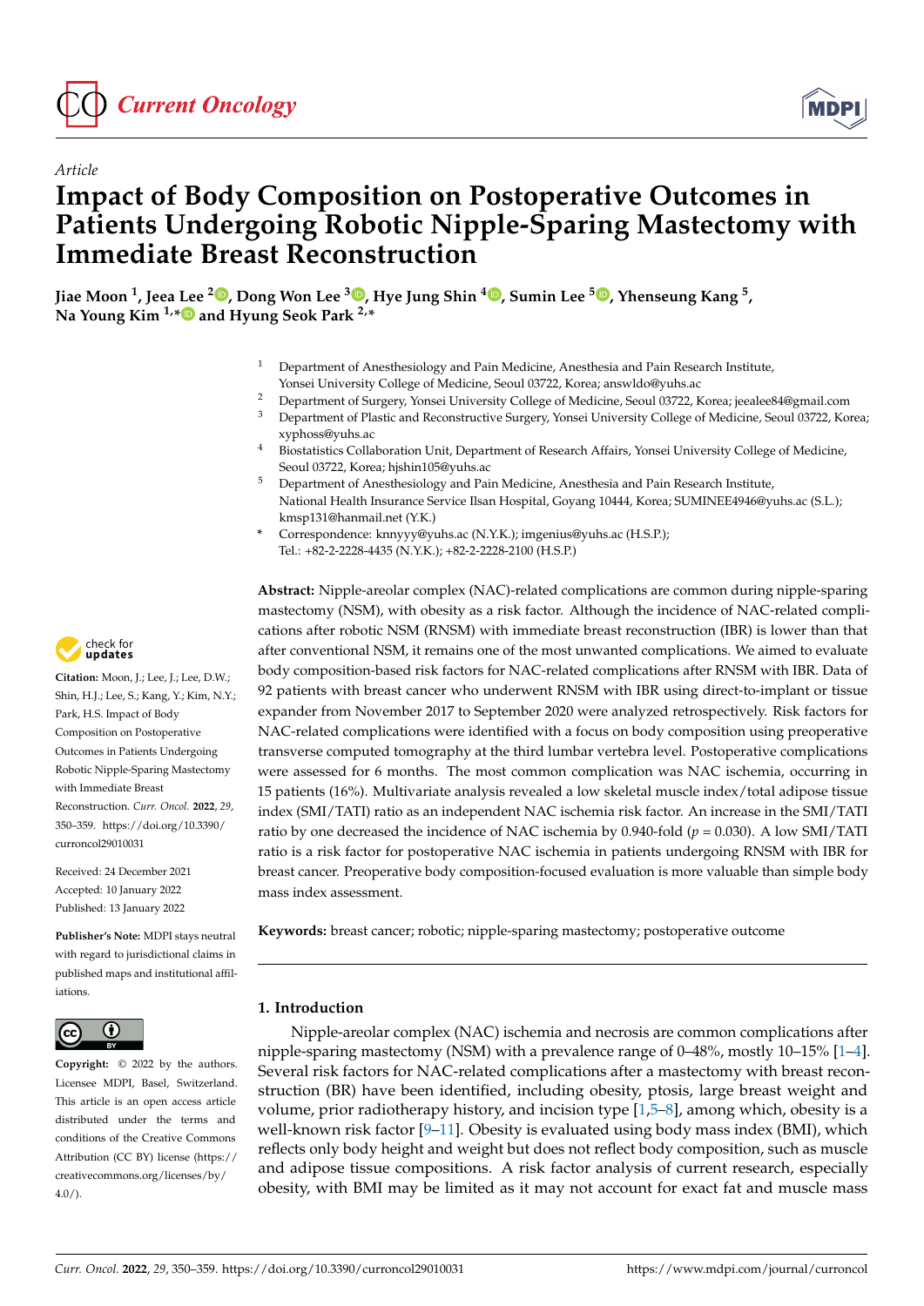*Article*

# Impact of Body Composition on Postoperative Outcomes in Patients Undergoing Robotic Nipple-Sparing Mastectomy with Immediate Breast Reconstruction

**Jiae Moon [1], Jeea Lee [2], Dong Won Lee [3], Hye Jung Shin [4], Sumin Lee [5], Yhenseung Kang [5], Na Young Kim [1,*] and Hyung Seok Park [2,*]**

[1] Department of Anesthesiology and Pain Medicine, Anesthesia and Pain Research Institute, Yonsei University College of Medicine, Seoul 03722, Korea; answldo@yuhs.ac

[2] Department of Surgery, Yonsei University College of Medicine, Seoul 03722, Korea; jeealee84@gmail.com

[3] Department of Plastic and Reconstructive Surgery, Yonsei University College of Medicine, Seoul 03722, Korea; xyphoss@yuhs.ac

[4] Biostatistics Collaboration Unit, Department of Research Affairs, Yonsei University College of Medicine, Seoul 03722, Korea; hjshin105@yuhs.ac

[5] Department of Anesthesiology and Pain Medicine, Anesthesia and Pain Research Institute, National Health Insurance Service Ilsan Hospital, Goyang 10444, Korea; SUMINEE4946@yuhs.ac (S.L.); kmsp131@hanmail.net (Y.K.)

[*] Correspondence: knnyyy@yuhs.ac (N.Y.K.); imgenius@yuhs.ac (H.S.P.); Tel.: +82-2-2228-4435 (N.Y.K.); +82-2-2228-2100 (H.S.P.)

**Abstract:** Nipple-areolar complex (NAC)-related complications are common during nipple-sparing mastectomy (NSM), with obesity as a risk factor. Although the incidence of NAC-related complications after robotic NSM (RNSM) with immediate breast reconstruction (IBR) is lower than that after conventional NSM, it remains one of the most unwanted complications. We aimed to evaluate body composition-based risk factors for NAC-related complications after RNSM with IBR. Data of 92 patients with breast cancer who underwent RNSM with IBR using direct-to-implant or tissue expander from November 2017 to September 2020 were analyzed retrospectively. Risk factors for NAC-related complications were identified with a focus on body composition using preoperative transverse computed tomography at the third lumbar vertebra level. Postoperative complications were assessed for 6 months. The most common complication was NAC ischemia, occurring in 15 patients (16%). Multivariate analysis revealed a low skeletal muscle index/total adipose tissue index (SMI/TATI) ratio as an independent NAC ischemia risk factor. An increase in the SMI/TATI ratio by one decreased the incidence of NAC ischemia by 0.940-fold ($p = 0.030$). A low SMI/TATI ratio is a risk factor for postoperative NAC ischemia in patients undergoing RNSM with IBR for breast cancer. Preoperative body composition-focused evaluation is more valuable than simple body mass index assessment.

**Keywords:** breast cancer; robotic; nipple-sparing mastectomy; postoperative outcome

**Citation:** Moon, J.; Lee, J.; Lee, D.W.; Shin, H.J.; Lee, S.; Kang, Y.; Kim, N.Y.; Park, H.S. Impact of Body Composition on Postoperative Outcomes in Patients Undergoing Robotic Nipple-Sparing Mastectomy with Immediate Breast Reconstruction. *Curr. Oncol.* **2022**, *29*, 350–359. https://doi.org/10.3390/curroncol29010031

Received: 24 December 2021
Accepted: 10 January 2022
Published: 13 January 2022

**Publisher's Note:** MDPI stays neutral with regard to jurisdictional claims in published maps and institutional affiliations.

**Copyright:** © 2022 by the authors. Licensee MDPI, Basel, Switzerland. This article is an open access article distributed under the terms and conditions of the Creative Commons Attribution (CC BY) license (https://creativecommons.org/licenses/by/4.0/).

## 1. Introduction

Nipple-areolar complex (NAC) ischemia and necrosis are common complications after nipple-sparing mastectomy (NSM) with a prevalence range of 0–48%, mostly 10–15% [1–4]. Several risk factors for NAC-related complications after a mastectomy with breast reconstruction (BR) have been identified, including obesity, ptosis, large breast weight and volume, prior radiotherapy history, and incision type [1,5–8], among which, obesity is a well-known risk factor [9–11]. Obesity is evaluated using body mass index (BMI), which reflects only body height and weight but does not reflect body composition, such as muscle and adipose tissue compositions. A risk factor analysis of current research, especially obesity, with BMI may be limited as it may not account for exact fat and muscle mass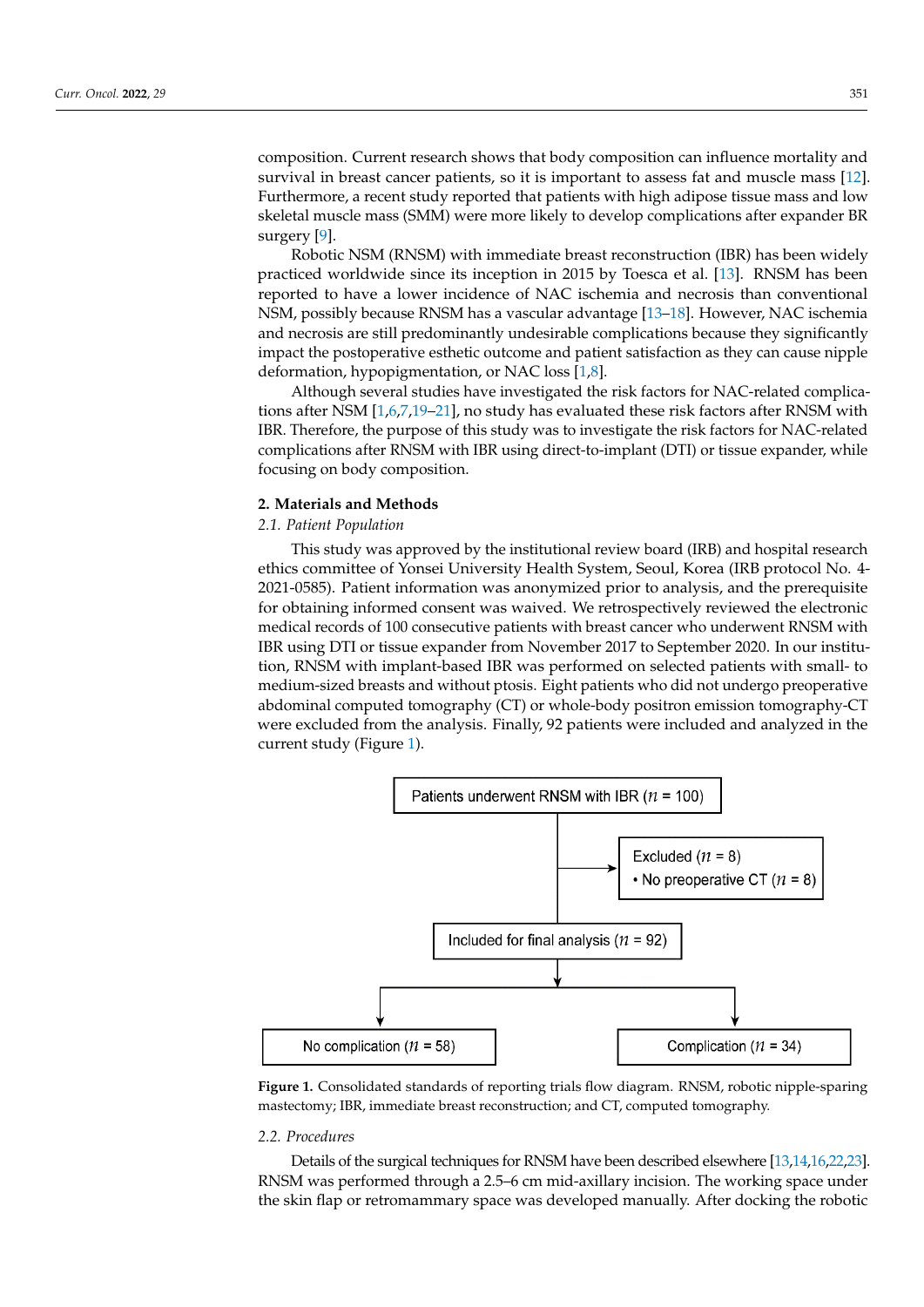composition. Current research shows that body composition can influence mortality and survival in breast cancer patients, so it is important to assess fat and muscle mass [12]. Furthermore, a recent study reported that patients with high adipose tissue mass and low skeletal muscle mass (SMM) were more likely to develop complications after expander BR surgery [9].

Robotic NSM (RNSM) with immediate breast reconstruction (IBR) has been widely practiced worldwide since its inception in 2015 by Toesca et al. [13]. RNSM has been reported to have a lower incidence of NAC ischemia and necrosis than conventional NSM, possibly because RNSM has a vascular advantage [13–18]. However, NAC ischemia and necrosis are still predominantly undesirable complications because they significantly impact the postoperative esthetic outcome and patient satisfaction as they can cause nipple deformation, hypopigmentation, or NAC loss [1,8].

Although several studies have investigated the risk factors for NAC-related complications after NSM [1,6,7,19–21], no study has evaluated these risk factors after RNSM with IBR. Therefore, the purpose of this study was to investigate the risk factors for NAC-related complications after RNSM with IBR using direct-to-implant (DTI) or tissue expander, while focusing on body composition.

## 2. Materials and Methods

### 2.1. Patient Population

This study was approved by the institutional review board (IRB) and hospital research ethics committee of Yonsei University Health System, Seoul, Korea (IRB protocol No. 4-2021-0585). Patient information was anonymized prior to analysis, and the prerequisite for obtaining informed consent was waived. We retrospectively reviewed the electronic medical records of 100 consecutive patients with breast cancer who underwent RNSM with IBR using DTI or tissue expander from November 2017 to September 2020. In our institution, RNSM with implant-based IBR was performed on selected patients with small- to medium-sized breasts and without ptosis. Eight patients who did not undergo preoperative abdominal computed tomography (CT) or whole-body positron emission tomography-CT were excluded from the analysis. Finally, 92 patients were included and analyzed in the current study (Figure 1).

Patients underwent RNSM with IBR ($n$ = 100)

Excluded ($n$ = 8)
- No preoperative CT ($n$ = 8)

Included for final analysis ($n$ = 92)

No complication ($n$ = 58) | Complication ($n$ = 34)

**Figure 1.** Consolidated standards of reporting trials flow diagram. RNSM, robotic nipple-sparing mastectomy; IBR, immediate breast reconstruction; and CT, computed tomography.

### 2.2. Procedures

Details of the surgical techniques for RNSM have been described elsewhere [13,14,16,22,23]. RNSM was performed through a 2.5–6 cm mid-axillary incision. The working space under the skin flap or retromammary space was developed manually. After docking the robotic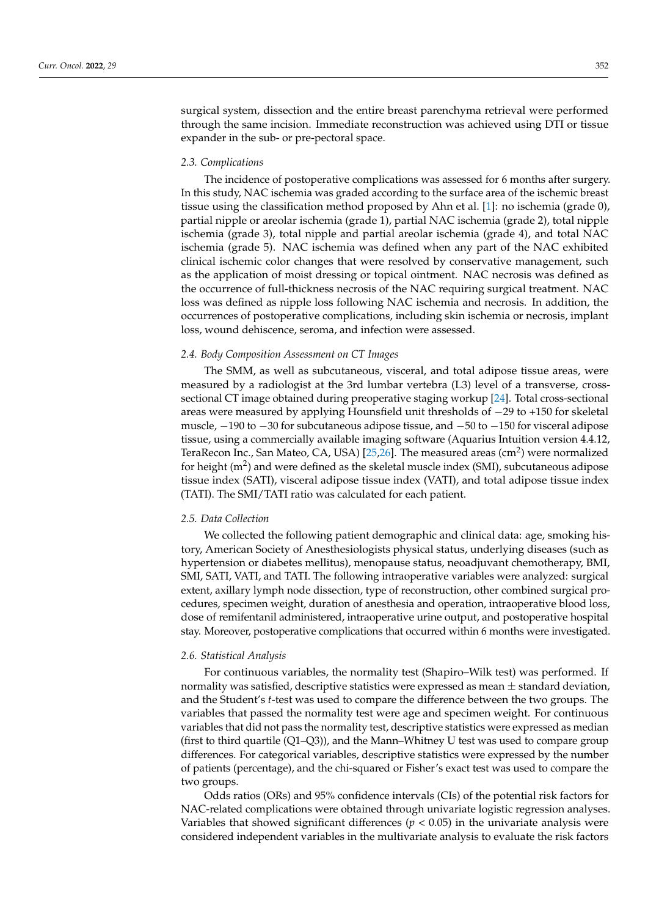surgical system, dissection and the entire breast parenchyma retrieval were performed through the same incision. Immediate reconstruction was achieved using DTI or tissue expander in the sub- or pre-pectoral space.

### 2.3. Complications

The incidence of postoperative complications was assessed for 6 months after surgery. In this study, NAC ischemia was graded according to the surface area of the ischemic breast tissue using the classification method proposed by Ahn et al. [1]: no ischemia (grade 0), partial nipple or areolar ischemia (grade 1), partial NAC ischemia (grade 2), total nipple ischemia (grade 3), total nipple and partial areolar ischemia (grade 4), and total NAC ischemia (grade 5). NAC ischemia was defined when any part of the NAC exhibited clinical ischemic color changes that were resolved by conservative management, such as the application of moist dressing or topical ointment. NAC necrosis was defined as the occurrence of full-thickness necrosis of the NAC requiring surgical treatment. NAC loss was defined as nipple loss following NAC ischemia and necrosis. In addition, the occurrences of postoperative complications, including skin ischemia or necrosis, implant loss, wound dehiscence, seroma, and infection were assessed.

### 2.4. Body Composition Assessment on CT Images

The SMM, as well as subcutaneous, visceral, and total adipose tissue areas, were measured by a radiologist at the 3rd lumbar vertebra (L3) level of a transverse, cross-sectional CT image obtained during preoperative staging workup [24]. Total cross-sectional areas were measured by applying Hounsfield unit thresholds of −29 to +150 for skeletal muscle, −190 to −30 for subcutaneous adipose tissue, and −50 to −150 for visceral adipose tissue, using a commercially available imaging software (Aquarius Intuition version 4.4.12, TeraRecon Inc., San Mateo, CA, USA) [25,26]. The measured areas ($cm^2$) were normalized for height ($m^2$) and were defined as the skeletal muscle index (SMI), subcutaneous adipose tissue index (SATI), visceral adipose tissue index (VATI), and total adipose tissue index (TATI). The SMI/TATI ratio was calculated for each patient.

### 2.5. Data Collection

We collected the following patient demographic and clinical data: age, smoking history, American Society of Anesthesiologists physical status, underlying diseases (such as hypertension or diabetes mellitus), menopause status, neoadjuvant chemotherapy, BMI, SMI, SATI, VATI, and TATI. The following intraoperative variables were analyzed: surgical extent, axillary lymph node dissection, type of reconstruction, other combined surgical procedures, specimen weight, duration of anesthesia and operation, intraoperative blood loss, dose of remifentanil administered, intraoperative urine output, and postoperative hospital stay. Moreover, postoperative complications that occurred within 6 months were investigated.

### 2.6. Statistical Analysis

For continuous variables, the normality test (Shapiro–Wilk test) was performed. If normality was satisfied, descriptive statistics were expressed as mean ± standard deviation, and the Student's *t*-test was used to compare the difference between the two groups. The variables that passed the normality test were age and specimen weight. For continuous variables that did not pass the normality test, descriptive statistics were expressed as median (first to third quartile (Q1–Q3)), and the Mann–Whitney U test was used to compare group differences. For categorical variables, descriptive statistics were expressed by the number of patients (percentage), and the chi-squared or Fisher's exact test was used to compare the two groups.

Odds ratios (ORs) and 95% confidence intervals (CIs) of the potential risk factors for NAC-related complications were obtained through univariate logistic regression analyses. Variables that showed significant differences ($p < 0.05$) in the univariate analysis were considered independent variables in the multivariate analysis to evaluate the risk factors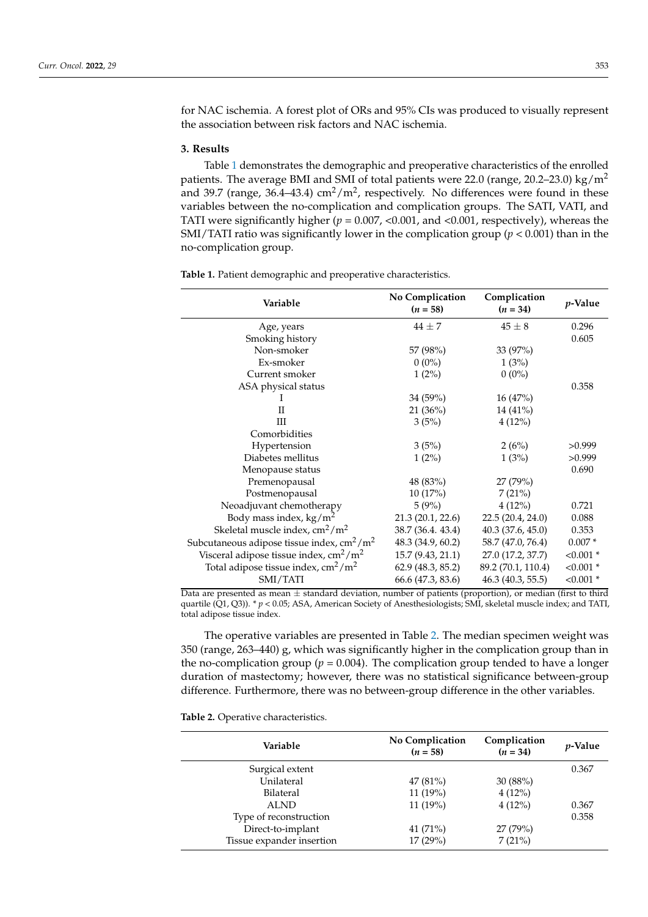for NAC ischemia. A forest plot of ORs and 95% CIs was produced to visually represent the association between risk factors and NAC ischemia.

## 3. Results

Table 1 demonstrates the demographic and preoperative characteristics of the enrolled patients. The average BMI and SMI of total patients were 22.0 (range, 20.2–23.0) kg/m$^2$ and 39.7 (range, 36.4–43.4) cm$^2$/m$^2$, respectively. No differences were found in these variables between the no-complication and complication groups. The SATI, VATI, and TATI were significantly higher ($p$ = 0.007, <0.001, and <0.001, respectively), whereas the SMI/TATI ratio was significantly lower in the complication group ($p$ < 0.001) than in the no-complication group.

**Table 1.** Patient demographic and preoperative characteristics.

| Variable | No Complication ($n$ = 58) | Complication ($n$ = 34) | $p$-Value |
|---|---|---|---|
| Age, years | 44 ± 7 | 45 ± 8 | 0.296 |
| Smoking history | | | 0.605 |
| Non-smoker | 57 (98%) | 33 (97%) | |
| Ex-smoker | 0 (0%) | 1 (3%) | |
| Current smoker | 1 (2%) | 0 (0%) | |
| ASA physical status | | | 0.358 |
| I | 34 (59%) | 16 (47%) | |
| II | 21 (36%) | 14 (41%) | |
| III | 3 (5%) | 4 (12%) | |
| Comorbidities | | | |
| Hypertension | 3 (5%) | 2 (6%) | >0.999 |
| Diabetes mellitus | 1 (2%) | 1 (3%) | >0.999 |
| Menopause status | | | 0.690 |
| Premenopausal | 48 (83%) | 27 (79%) | |
| Postmenopausal | 10 (17%) | 7 (21%) | |
| Neoadjuvant chemotherapy | 5 (9%) | 4 (12%) | 0.721 |
| Body mass index, kg/m$^2$ | 21.3 (20.1, 22.6) | 22.5 (20.4, 24.0) | 0.088 |
| Skeletal muscle index, cm$^2$/m$^2$ | 38.7 (36.4. 43.4) | 40.3 (37.6, 45.0) | 0.353 |
| Subcutaneous adipose tissue index, cm$^2$/m$^2$ | 48.3 (34.9, 60.2) | 58.7 (47.0, 76.4) | 0.007 * |
| Visceral adipose tissue index, cm$^2$/m$^2$ | 15.7 (9.43, 21.1) | 27.0 (17.2, 37.7) | <0.001 * |
| Total adipose tissue index, cm$^2$/m$^2$ | 62.9 (48.3, 85.2) | 89.2 (70.1, 110.4) | <0.001 * |
| SMI/TATI | 66.6 (47.3, 83.6) | 46.3 (40.3, 55.5) | <0.001 * |

Data are presented as mean ± standard deviation, number of patients (proportion), or median (first to third quartile (Q1, Q3)). * $p$ < 0.05; ASA, American Society of Anesthesiologists; SMI, skeletal muscle index; and TATI, total adipose tissue index.

The operative variables are presented in Table 2. The median specimen weight was 350 (range, 263–440) g, which was significantly higher in the complication group than in the no-complication group ($p$ = 0.004). The complication group tended to have a longer duration of mastectomy; however, there was no statistical significance between-group difference. Furthermore, there was no between-group difference in the other variables.

**Table 2.** Operative characteristics.

| Variable | No Complication ($n$ = 58) | Complication ($n$ = 34) | $p$-Value |
|---|---|---|---|
| Surgical extent | | | 0.367 |
| Unilateral | 47 (81%) | 30 (88%) | |
| Bilateral | 11 (19%) | 4 (12%) | |
| ALND | 11 (19%) | 4 (12%) | 0.367 |
| Type of reconstruction | | | 0.358 |
| Direct-to-implant | 41 (71%) | 27 (79%) | |
| Tissue expander insertion | 17 (29%) | 7 (21%) | |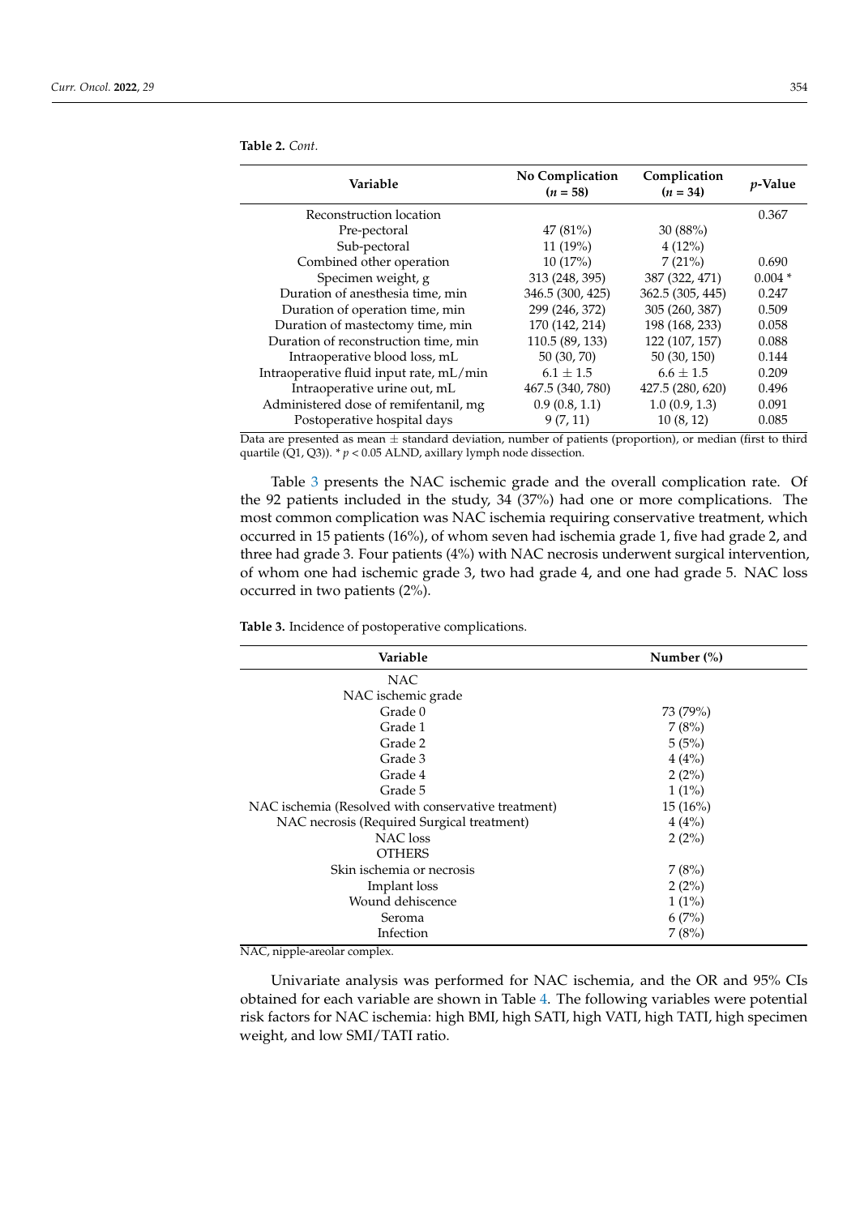**Table 2.** *Cont.*

| Variable | No Complication ($n$ = 58) | Complication ($n$ = 34) | $p$-Value |
|---|---|---|---|
| Reconstruction location | | | 0.367 |
| Pre-pectoral | 47 (81%) | 30 (88%) | |
| Sub-pectoral | 11 (19%) | 4 (12%) | |
| Combined other operation | 10 (17%) | 7 (21%) | 0.690 |
| Specimen weight, g | 313 (248, 395) | 387 (322, 471) | 0.004 * |
| Duration of anesthesia time, min | 346.5 (300, 425) | 362.5 (305, 445) | 0.247 |
| Duration of operation time, min | 299 (246, 372) | 305 (260, 387) | 0.509 |
| Duration of mastectomy time, min | 170 (142, 214) | 198 (168, 233) | 0.058 |
| Duration of reconstruction time, min | 110.5 (89, 133) | 122 (107, 157) | 0.088 |
| Intraoperative blood loss, mL | 50 (30, 70) | 50 (30, 150) | 0.144 |
| Intraoperative fluid input rate, mL/min | 6.1 ± 1.5 | 6.6 ± 1.5 | 0.209 |
| Intraoperative urine out, mL | 467.5 (340, 780) | 427.5 (280, 620) | 0.496 |
| Administered dose of remifentanil, mg | 0.9 (0.8, 1.1) | 1.0 (0.9, 1.3) | 0.091 |
| Postoperative hospital days | 9 (7, 11) | 10 (8, 12) | 0.085 |

Data are presented as mean ± standard deviation, number of patients (proportion), or median (first to third quartile (Q1, Q3)). * $p < 0.05$ ALND, axillary lymph node dissection.

Table 3 presents the NAC ischemic grade and the overall complication rate. Of the 92 patients included in the study, 34 (37%) had one or more complications. The most common complication was NAC ischemia requiring conservative treatment, which occurred in 15 patients (16%), of whom seven had ischemia grade 1, five had grade 2, and three had grade 3. Four patients (4%) with NAC necrosis underwent surgical intervention, of whom one had ischemic grade 3, two had grade 4, and one had grade 5. NAC loss occurred in two patients (2%).

**Table 3.** Incidence of postoperative complications.

| Variable | Number (%) |
|---|---|
| NAC | |
| NAC ischemic grade | |
| Grade 0 | 73 (79%) |
| Grade 1 | 7 (8%) |
| Grade 2 | 5 (5%) |
| Grade 3 | 4 (4%) |
| Grade 4 | 2 (2%) |
| Grade 5 | 1 (1%) |
| NAC ischemia (Resolved with conservative treatment) | 15 (16%) |
| NAC necrosis (Required Surgical treatment) | 4 (4%) |
| NAC loss | 2 (2%) |
| OTHERS | |
| Skin ischemia or necrosis | 7 (8%) |
| Implant loss | 2 (2%) |
| Wound dehiscence | 1 (1%) |
| Seroma | 6 (7%) |
| Infection | 7 (8%) |

NAC, nipple-areolar complex.

Univariate analysis was performed for NAC ischemia, and the OR and 95% CIs obtained for each variable are shown in Table 4. The following variables were potential risk factors for NAC ischemia: high BMI, high SATI, high VATI, high TATI, high specimen weight, and low SMI/TATI ratio.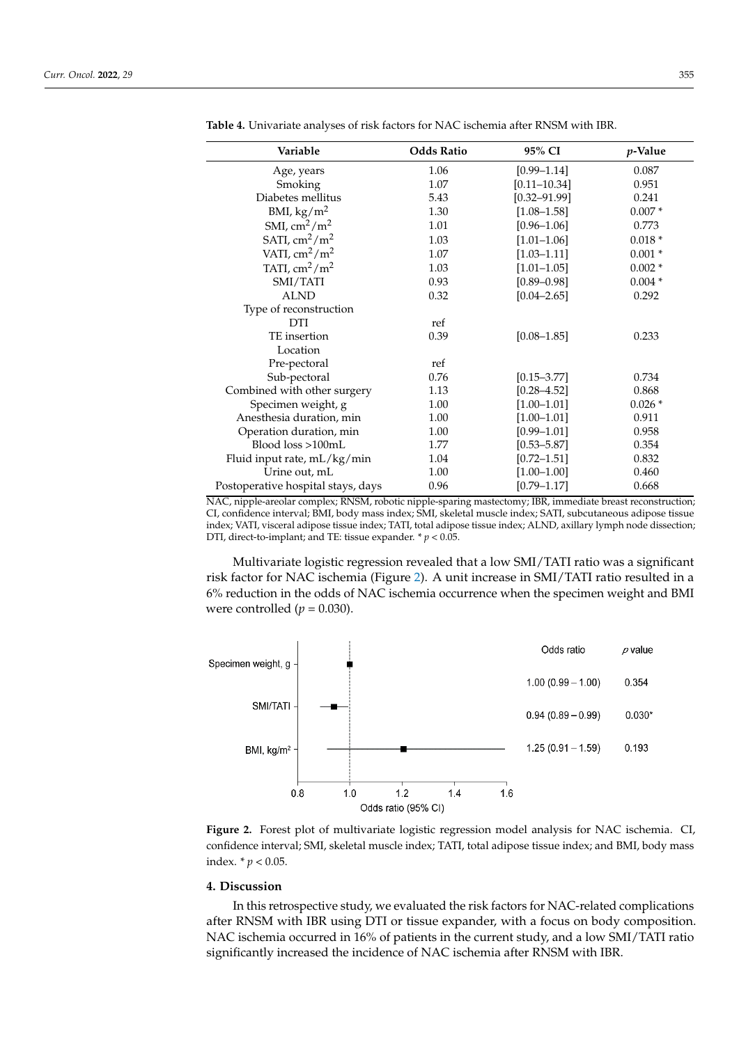**Table 4.** Univariate analyses of risk factors for NAC ischemia after RNSM with IBR.

| Variable | Odds Ratio | 95% CI | *p*-Value |
|---|---|---|---|
| Age, years | 1.06 | [0.99–1.14] | 0.087 |
| Smoking | 1.07 | [0.11–10.34] | 0.951 |
| Diabetes mellitus | 5.43 | [0.32–91.99] | 0.241 |
| BMI, kg/$m^2$ | 1.30 | [1.08–1.58] | 0.007 * |
| SMI, $cm^2/m^2$ | 1.01 | [0.96–1.06] | 0.773 |
| SATI, $cm^2/m^2$ | 1.03 | [1.01–1.06] | 0.018 * |
| VATI, $cm^2/m^2$ | 1.07 | [1.03–1.11] | 0.001 * |
| TATI, $cm^2/m^2$ | 1.03 | [1.01–1.05] | 0.002 * |
| SMI/TATI | 0.93 | [0.89–0.98] | 0.004 * |
| ALND | 0.32 | [0.04–2.65] | 0.292 |
| Type of reconstruction | | | |
| DTI | ref | | |
| TE insertion | 0.39 | [0.08–1.85] | 0.233 |
| Location | | | |
| Pre-pectoral | ref | | |
| Sub-pectoral | 0.76 | [0.15–3.77] | 0.734 |
| Combined with other surgery | 1.13 | [0.28–4.52] | 0.868 |
| Specimen weight, g | 1.00 | [1.00–1.01] | 0.026 * |
| Anesthesia duration, min | 1.00 | [1.00–1.01] | 0.911 |
| Operation duration, min | 1.00 | [0.99–1.01] | 0.958 |
| Blood loss >100mL | 1.77 | [0.53–5.87] | 0.354 |
| Fluid input rate, mL/kg/min | 1.04 | [0.72–1.51] | 0.832 |
| Urine out, mL | 1.00 | [1.00–1.00] | 0.460 |
| Postoperative hospital stays, days | 0.96 | [0.79–1.17] | 0.668 |

NAC, nipple-areolar complex; RNSM, robotic nipple-sparing mastectomy; IBR, immediate breast reconstruction; CI, confidence interval; BMI, body mass index; SMI, skeletal muscle index; SATI, subcutaneous adipose tissue index; VATI, visceral adipose tissue index; TATI, total adipose tissue index; ALND, axillary lymph node dissection; DTI, direct-to-implant; and TE: tissue expander. * $p < 0.05$.

Multivariate logistic regression revealed that a low SMI/TATI ratio was a significant risk factor for NAC ischemia (Figure 2). A unit increase in SMI/TATI ratio resulted in a 6% reduction in the odds of NAC ischemia occurrence when the specimen weight and BMI were controlled ($p = 0.030$).

Specimen weight, g
SMI/TATI
BMI, kg/m²
0.8 1.0 1.2 1.4 1.6
Odds ratio (95% CI)
Odds ratio p value
1.00 (0.99 – 1.00) 0.354
0.94 (0.89 – 0.99) 0.030*
1.25 (0.91 – 1.59) 0.193

**Figure 2.** Forest plot of multivariate logistic regression model analysis for NAC ischemia. CI, confidence interval; SMI, skeletal muscle index; TATI, total adipose tissue index; and BMI, body mass index. * $p < 0.05$.

## 4. Discussion

In this retrospective study, we evaluated the risk factors for NAC-related complications after RNSM with IBR using DTI or tissue expander, with a focus on body composition. NAC ischemia occurred in 16% of patients in the current study, and a low SMI/TATI ratio significantly increased the incidence of NAC ischemia after RNSM with IBR.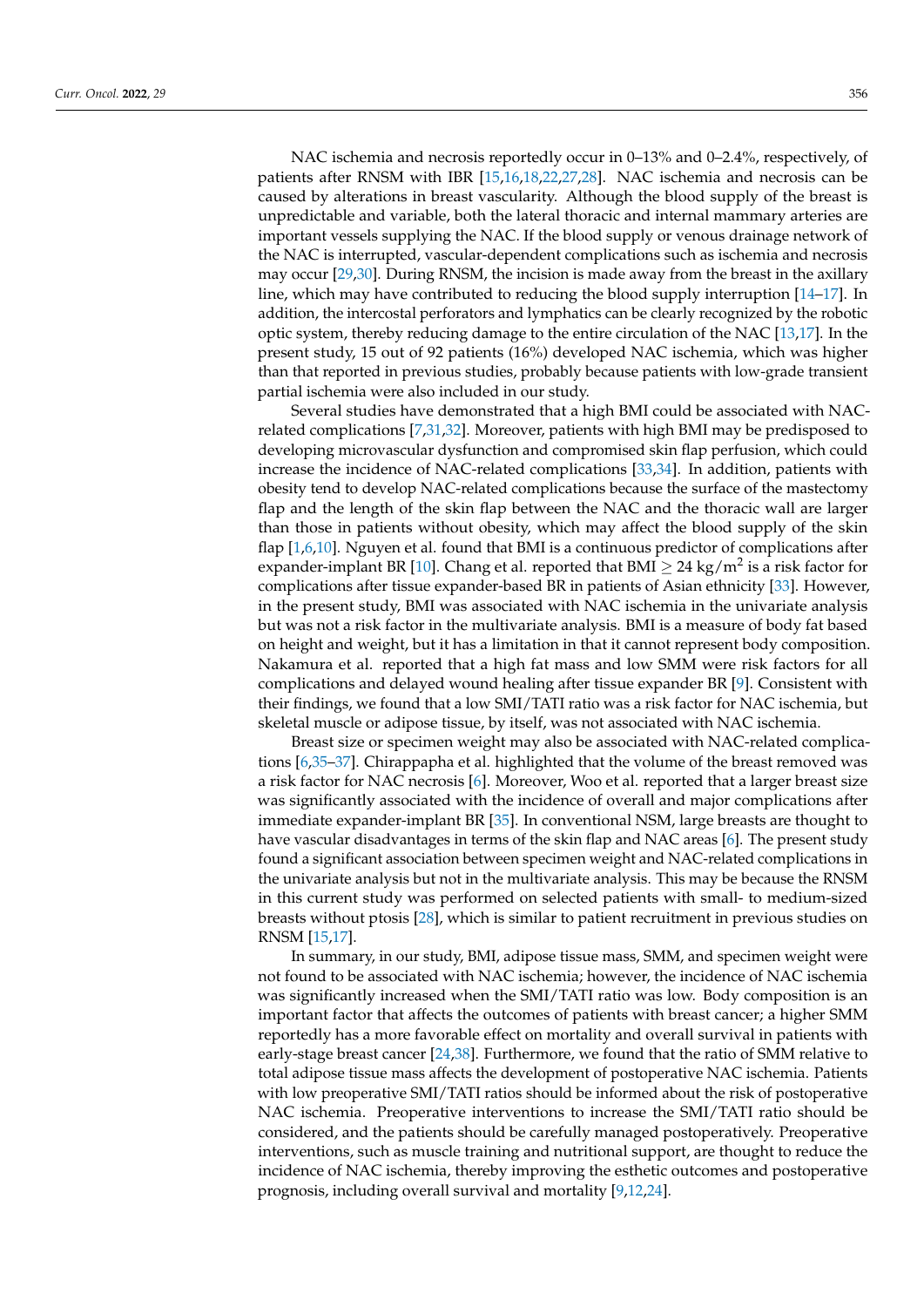NAC ischemia and necrosis reportedly occur in 0–13% and 0–2.4%, respectively, of patients after RNSM with IBR [15,16,18,22,27,28]. NAC ischemia and necrosis can be caused by alterations in breast vascularity. Although the blood supply of the breast is unpredictable and variable, both the lateral thoracic and internal mammary arteries are important vessels supplying the NAC. If the blood supply or venous drainage network of the NAC is interrupted, vascular-dependent complications such as ischemia and necrosis may occur [29,30]. During RNSM, the incision is made away from the breast in the axillary line, which may have contributed to reducing the blood supply interruption [14–17]. In addition, the intercostal perforators and lymphatics can be clearly recognized by the robotic optic system, thereby reducing damage to the entire circulation of the NAC [13,17]. In the present study, 15 out of 92 patients (16%) developed NAC ischemia, which was higher than that reported in previous studies, probably because patients with low-grade transient partial ischemia were also included in our study.

Several studies have demonstrated that a high BMI could be associated with NAC-related complications [7,31,32]. Moreover, patients with high BMI may be predisposed to developing microvascular dysfunction and compromised skin flap perfusion, which could increase the incidence of NAC-related complications [33,34]. In addition, patients with obesity tend to develop NAC-related complications because the surface of the mastectomy flap and the length of the skin flap between the NAC and the thoracic wall are larger than those in patients without obesity, which may affect the blood supply of the skin flap [1,6,10]. Nguyen et al. found that BMI is a continuous predictor of complications after expander-implant BR [10]. Chang et al. reported that BMI $\geq$ 24 kg/m$^2$ is a risk factor for complications after tissue expander-based BR in patients of Asian ethnicity [33]. However, in the present study, BMI was associated with NAC ischemia in the univariate analysis but was not a risk factor in the multivariate analysis. BMI is a measure of body fat based on height and weight, but it has a limitation in that it cannot represent body composition. Nakamura et al. reported that a high fat mass and low SMM were risk factors for all complications and delayed wound healing after tissue expander BR [9]. Consistent with their findings, we found that a low SMI/TATI ratio was a risk factor for NAC ischemia, but skeletal muscle or adipose tissue, by itself, was not associated with NAC ischemia.

Breast size or specimen weight may also be associated with NAC-related complications [6,35–37]. Chirappapha et al. highlighted that the volume of the breast removed was a risk factor for NAC necrosis [6]. Moreover, Woo et al. reported that a larger breast size was significantly associated with the incidence of overall and major complications after immediate expander-implant BR [35]. In conventional NSM, large breasts are thought to have vascular disadvantages in terms of the skin flap and NAC areas [6]. The present study found a significant association between specimen weight and NAC-related complications in the univariate analysis but not in the multivariate analysis. This may be because the RNSM in this current study was performed on selected patients with small- to medium-sized breasts without ptosis [28], which is similar to patient recruitment in previous studies on RNSM [15,17].

In summary, in our study, BMI, adipose tissue mass, SMM, and specimen weight were not found to be associated with NAC ischemia; however, the incidence of NAC ischemia was significantly increased when the SMI/TATI ratio was low. Body composition is an important factor that affects the outcomes of patients with breast cancer; a higher SMM reportedly has a more favorable effect on mortality and overall survival in patients with early-stage breast cancer [24,38]. Furthermore, we found that the ratio of SMM relative to total adipose tissue mass affects the development of postoperative NAC ischemia. Patients with low preoperative SMI/TATI ratios should be informed about the risk of postoperative NAC ischemia. Preoperative interventions to increase the SMI/TATI ratio should be considered, and the patients should be carefully managed postoperatively. Preoperative interventions, such as muscle training and nutritional support, are thought to reduce the incidence of NAC ischemia, thereby improving the esthetic outcomes and postoperative prognosis, including overall survival and mortality [9,12,24].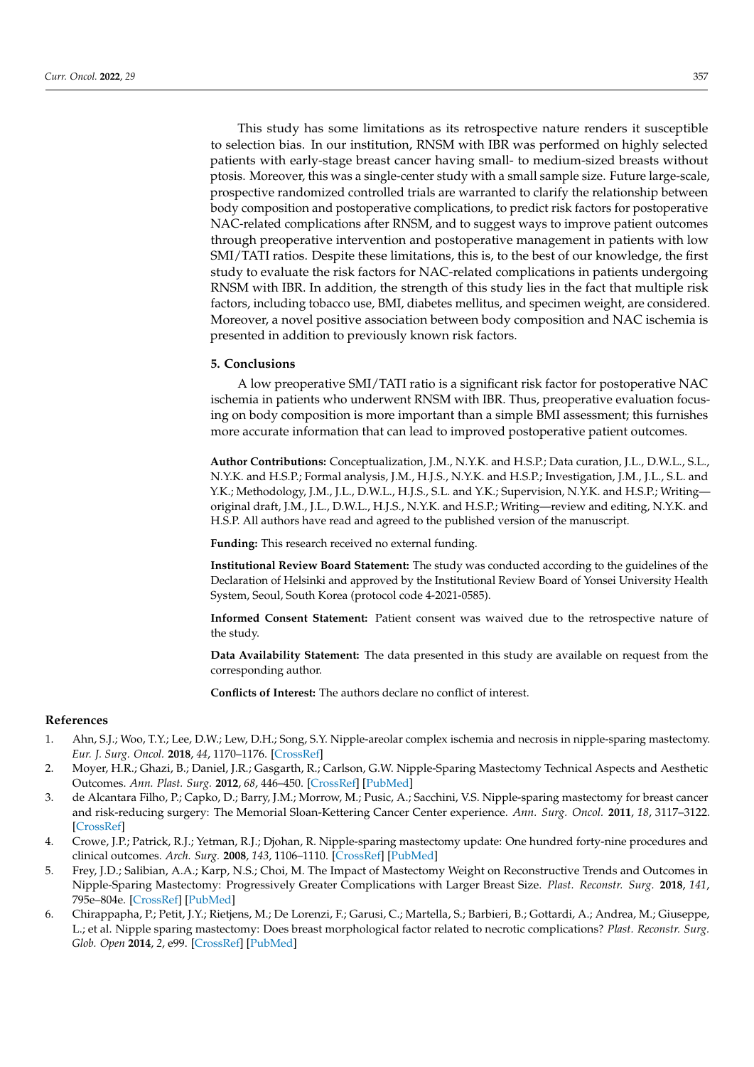This study has some limitations as its retrospective nature renders it susceptible to selection bias. In our institution, RNSM with IBR was performed on highly selected patients with early-stage breast cancer having small- to medium-sized breasts without ptosis. Moreover, this was a single-center study with a small sample size. Future large-scale, prospective randomized controlled trials are warranted to clarify the relationship between body composition and postoperative complications, to predict risk factors for postoperative NAC-related complications after RNSM, and to suggest ways to improve patient outcomes through preoperative intervention and postoperative management in patients with low SMI/TATI ratios. Despite these limitations, this is, to the best of our knowledge, the first study to evaluate the risk factors for NAC-related complications in patients undergoing RNSM with IBR. In addition, the strength of this study lies in the fact that multiple risk factors, including tobacco use, BMI, diabetes mellitus, and specimen weight, are considered. Moreover, a novel positive association between body composition and NAC ischemia is presented in addition to previously known risk factors.

## 5. Conclusions

A low preoperative SMI/TATI ratio is a significant risk factor for postoperative NAC ischemia in patients who underwent RNSM with IBR. Thus, preoperative evaluation focusing on body composition is more important than a simple BMI assessment; this furnishes more accurate information that can lead to improved postoperative patient outcomes.

**Author Contributions:** Conceptualization, J.M., N.Y.K. and H.S.P.; Data curation, J.L., D.W.L., S.L., N.Y.K. and H.S.P.; Formal analysis, J.M., H.J.S., N.Y.K. and H.S.P.; Investigation, J.M., J.L., S.L. and Y.K.; Methodology, J.M., J.L., D.W.L., H.J.S., S.L. and Y.K.; Supervision, N.Y.K. and H.S.P.; Writing—original draft, J.M., J.L., D.W.L., H.J.S., N.Y.K. and H.S.P.; Writing—review and editing, N.Y.K. and H.S.P. All authors have read and agreed to the published version of the manuscript.

**Funding:** This research received no external funding.

**Institutional Review Board Statement:** The study was conducted according to the guidelines of the Declaration of Helsinki and approved by the Institutional Review Board of Yonsei University Health System, Seoul, South Korea (protocol code 4-2021-0585).

**Informed Consent Statement:** Patient consent was waived due to the retrospective nature of the study.

**Data Availability Statement:** The data presented in this study are available on request from the corresponding author.

**Conflicts of Interest:** The authors declare no conflict of interest.

## References

1. Ahn, S.J.; Woo, T.Y.; Lee, D.W.; Lew, D.H.; Song, S.Y. Nipple-areolar complex ischemia and necrosis in nipple-sparing mastectomy. *Eur. J. Surg. Oncol.* **2018**, *44*, 1170–1176. [CrossRef]
2. Moyer, H.R.; Ghazi, B.; Daniel, J.R.; Gasgarth, R.; Carlson, G.W. Nipple-Sparing Mastectomy Technical Aspects and Aesthetic Outcomes. *Ann. Plast. Surg.* **2012**, *68*, 446–450. [CrossRef] [PubMed]
3. de Alcantara Filho, P.; Capko, D.; Barry, J.M.; Morrow, M.; Pusic, A.; Sacchini, V.S. Nipple-sparing mastectomy for breast cancer and risk-reducing surgery: The Memorial Sloan-Kettering Cancer Center experience. *Ann. Surg. Oncol.* **2011**, *18*, 3117–3122. [CrossRef]
4. Crowe, J.P.; Patrick, R.J.; Yetman, R.J.; Djohan, R. Nipple-sparing mastectomy update: One hundred forty-nine procedures and clinical outcomes. *Arch. Surg.* **2008**, *143*, 1106–1110. [CrossRef] [PubMed]
5. Frey, J.D.; Salibian, A.A.; Karp, N.S.; Choi, M. The Impact of Mastectomy Weight on Reconstructive Trends and Outcomes in Nipple-Sparing Mastectomy: Progressively Greater Complications with Larger Breast Size. *Plast. Reconstr. Surg.* **2018**, *141*, 795e–804e. [CrossRef] [PubMed]
6. Chirappapha, P.; Petit, J.Y.; Rietjens, M.; De Lorenzi, F.; Garusi, C.; Martella, S.; Barbieri, B.; Gottardi, A.; Andrea, M.; Giuseppe, L.; et al. Nipple sparing mastectomy: Does breast morphological factor related to necrotic complications? *Plast. Reconstr. Surg. Glob. Open* **2014**, *2*, e99. [CrossRef] [PubMed]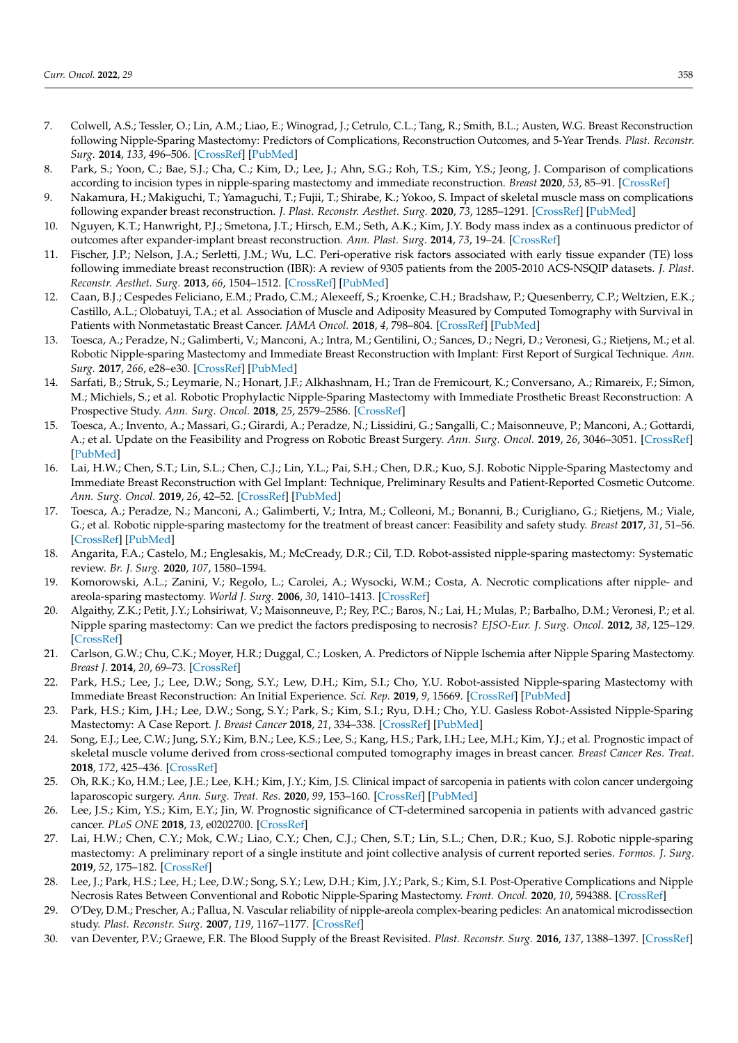7. Colwell, A.S.; Tessler, O.; Lin, A.M.; Liao, E.; Winograd, J.; Cetrulo, C.L.; Tang, R.; Smith, B.L.; Austen, W.G. Breast Reconstruction following Nipple-Sparing Mastectomy: Predictors of Complications, Reconstruction Outcomes, and 5-Year Trends. *Plast. Reconstr. Surg.* **2014**, *133*, 496–506. [CrossRef] [PubMed]
8. Park, S.; Yoon, C.; Bae, S.J.; Cha, C.; Kim, D.; Lee, J.; Ahn, S.G.; Roh, T.S.; Kim, Y.S.; Jeong, J. Comparison of complications according to incision types in nipple-sparing mastectomy and immediate reconstruction. *Breast* **2020**, *53*, 85–91. [CrossRef]
9. Nakamura, H.; Makiguchi, T.; Yamaguchi, T.; Fujii, T.; Shirabe, K.; Yokoo, S. Impact of skeletal muscle mass on complications following expander breast reconstruction. *J. Plast. Reconstr. Aesthet. Surg.* **2020**, *73*, 1285–1291. [CrossRef] [PubMed]
10. Nguyen, K.T.; Hanwright, P.J.; Smetona, J.T.; Hirsch, E.M.; Seth, A.K.; Kim, J.Y. Body mass index as a continuous predictor of outcomes after expander-implant breast reconstruction. *Ann. Plast. Surg.* **2014**, *73*, 19–24. [CrossRef]
11. Fischer, J.P.; Nelson, J.A.; Serletti, J.M.; Wu, L.C. Peri-operative risk factors associated with early tissue expander (TE) loss following immediate breast reconstruction (IBR): A review of 9305 patients from the 2005-2010 ACS-NSQIP datasets. *J. Plast. Reconstr. Aesthet. Surg.* **2013**, *66*, 1504–1512. [CrossRef] [PubMed]
12. Caan, B.J.; Cespedes Feliciano, E.M.; Prado, C.M.; Alexeeff, S.; Kroenke, C.H.; Bradshaw, P.; Quesenberry, C.P.; Weltzien, E.K.; Castillo, A.L.; Olobatuyi, T.A.; et al. Association of Muscle and Adiposity Measured by Computed Tomography with Survival in Patients with Nonmetastatic Breast Cancer. *JAMA Oncol.* **2018**, *4*, 798–804. [CrossRef] [PubMed]
13. Toesca, A.; Peradze, N.; Galimberti, V.; Manconi, A.; Intra, M.; Gentilini, O.; Sances, D.; Negri, D.; Veronesi, G.; Rietjens, M.; et al. Robotic Nipple-sparing Mastectomy and Immediate Breast Reconstruction with Implant: First Report of Surgical Technique. *Ann. Surg.* **2017**, *266*, e28–e30. [CrossRef] [PubMed]
14. Sarfati, B.; Struk, S.; Leymarie, N.; Honart, J.F.; Alkhashnam, H.; Tran de Fremicourt, K.; Conversano, A.; Rimareix, F.; Simon, M.; Michiels, S.; et al. Robotic Prophylactic Nipple-Sparing Mastectomy with Immediate Prosthetic Breast Reconstruction: A Prospective Study. *Ann. Surg. Oncol.* **2018**, *25*, 2579–2586. [CrossRef]
15. Toesca, A.; Invento, A.; Massari, G.; Girardi, A.; Peradze, N.; Lissidini, G.; Sangalli, C.; Maisonneuve, P.; Manconi, A.; Gottardi, A.; et al. Update on the Feasibility and Progress on Robotic Breast Surgery. *Ann. Surg. Oncol.* **2019**, *26*, 3046–3051. [CrossRef] [PubMed]
16. Lai, H.W.; Chen, S.T.; Lin, S.L.; Chen, C.J.; Lin, Y.L.; Pai, S.H.; Chen, D.R.; Kuo, S.J. Robotic Nipple-Sparing Mastectomy and Immediate Breast Reconstruction with Gel Implant: Technique, Preliminary Results and Patient-Reported Cosmetic Outcome. *Ann. Surg. Oncol.* **2019**, *26*, 42–52. [CrossRef] [PubMed]
17. Toesca, A.; Peradze, N.; Manconi, A.; Galimberti, V.; Intra, M.; Colleoni, M.; Bonanni, B.; Curigliano, G.; Rietjens, M.; Viale, G.; et al. Robotic nipple-sparing mastectomy for the treatment of breast cancer: Feasibility and safety study. *Breast* **2017**, *31*, 51–56. [CrossRef] [PubMed]
18. Angarita, F.A.; Castelo, M.; Englesakis, M.; McCready, D.R.; Cil, T.D. Robot-assisted nipple-sparing mastectomy: Systematic review. *Br. J. Surg.* **2020**, *107*, 1580–1594.
19. Komorowski, A.L.; Zanini, V.; Regolo, L.; Carolei, A.; Wysocki, W.M.; Costa, A. Necrotic complications after nipple- and areola-sparing mastectomy. *World J. Surg.* **2006**, *30*, 1410–1413. [CrossRef]
20. Algaithy, Z.K.; Petit, J.Y.; Lohsiriwat, V.; Maisonneuve, P.; Rey, P.C.; Baros, N.; Lai, H.; Mulas, P.; Barbalho, D.M.; Veronesi, P.; et al. Nipple sparing mastectomy: Can we predict the factors predisposing to necrosis? *EJSO-Eur. J. Surg. Oncol.* **2012**, *38*, 125–129. [CrossRef]
21. Carlson, G.W.; Chu, C.K.; Moyer, H.R.; Duggal, C.; Losken, A. Predictors of Nipple Ischemia after Nipple Sparing Mastectomy. *Breast J.* **2014**, *20*, 69–73. [CrossRef]
22. Park, H.S.; Lee, J.; Lee, D.W.; Song, S.Y.; Lew, D.H.; Kim, S.I.; Cho, Y.U. Robot-assisted Nipple-sparing Mastectomy with Immediate Breast Reconstruction: An Initial Experience. *Sci. Rep.* **2019**, *9*, 15669. [CrossRef] [PubMed]
23. Park, H.S.; Kim, J.H.; Lee, D.W.; Song, S.Y.; Park, S.; Kim, S.I.; Ryu, D.H.; Cho, Y.U. Gasless Robot-Assisted Nipple-Sparing Mastectomy: A Case Report. *J. Breast Cancer* **2018**, *21*, 334–338. [CrossRef] [PubMed]
24. Song, E.J.; Lee, C.W.; Jung, S.Y.; Kim, B.N.; Lee, K.S.; Lee, S.; Kang, H.S.; Park, I.H.; Lee, M.H.; Kim, Y.J.; et al. Prognostic impact of skeletal muscle volume derived from cross-sectional computed tomography images in breast cancer. *Breast Cancer Res. Treat.* **2018**, *172*, 425–436. [CrossRef]
25. Oh, R.K.; Ko, H.M.; Lee, J.E.; Lee, K.H.; Kim, J.Y.; Kim, J.S. Clinical impact of sarcopenia in patients with colon cancer undergoing laparoscopic surgery. *Ann. Surg. Treat. Res.* **2020**, *99*, 153–160. [CrossRef] [PubMed]
26. Lee, J.S.; Kim, Y.S.; Kim, E.Y.; Jin, W. Prognostic significance of CT-determined sarcopenia in patients with advanced gastric cancer. *PLoS ONE* **2018**, *13*, e0202700. [CrossRef]
27. Lai, H.W.; Chen, C.Y.; Mok, C.W.; Liao, C.Y.; Chen, C.J.; Chen, S.T.; Lin, S.L.; Chen, D.R.; Kuo, S.J. Robotic nipple-sparing mastectomy: A preliminary report of a single institute and joint collective analysis of current reported series. *Formos. J. Surg.* **2019**, *52*, 175–182. [CrossRef]
28. Lee, J.; Park, H.S.; Lee, H.; Lee, D.W.; Song, S.Y.; Lew, D.H.; Kim, J.Y.; Park, S.; Kim, S.I. Post-Operative Complications and Nipple Necrosis Rates Between Conventional and Robotic Nipple-Sparing Mastectomy. *Front. Oncol.* **2020**, *10*, 594388. [CrossRef]
29. O'Dey, D.M.; Prescher, A.; Pallua, N. Vascular reliability of nipple-areola complex-bearing pedicles: An anatomical microdissection study. *Plast. Reconstr. Surg.* **2007**, *119*, 1167–1177. [CrossRef]
30. van Deventer, P.V.; Graewe, F.R. The Blood Supply of the Breast Revisited. *Plast. Reconstr. Surg.* **2016**, *137*, 1388–1397. [CrossRef]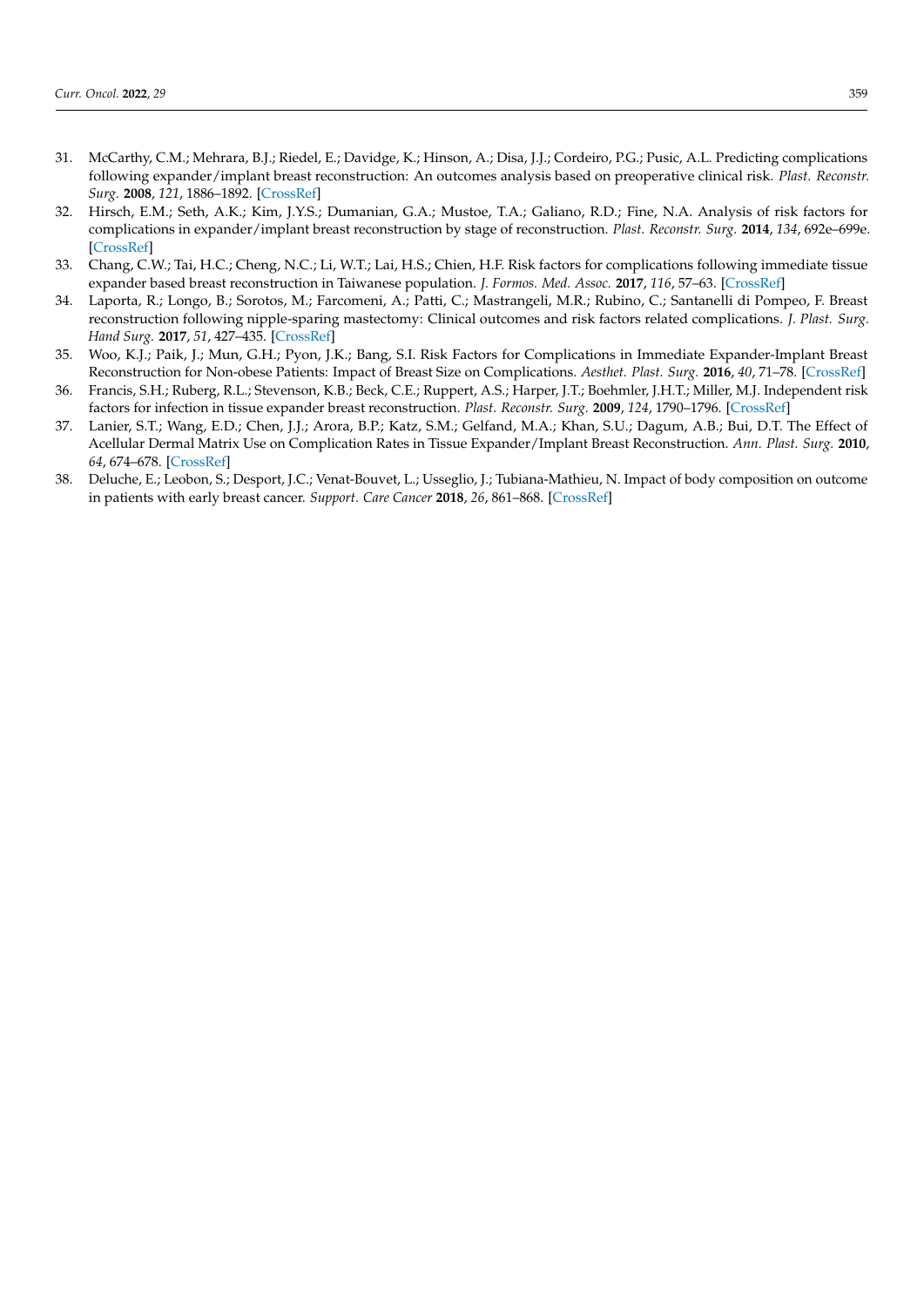31. McCarthy, C.M.; Mehrara, B.J.; Riedel, E.; Davidge, K.; Hinson, A.; Disa, J.J.; Cordeiro, P.G.; Pusic, A.L. Predicting complications following expander/implant breast reconstruction: An outcomes analysis based on preoperative clinical risk. *Plast. Reconstr. Surg.* **2008**, *121*, 1886–1892. [CrossRef]
32. Hirsch, E.M.; Seth, A.K.; Kim, J.Y.S.; Dumanian, G.A.; Mustoe, T.A.; Galiano, R.D.; Fine, N.A. Analysis of risk factors for complications in expander/implant breast reconstruction by stage of reconstruction. *Plast. Reconstr. Surg.* **2014**, *134*, 692e–699e. [CrossRef]
33. Chang, C.W.; Tai, H.C.; Cheng, N.C.; Li, W.T.; Lai, H.S.; Chien, H.F. Risk factors for complications following immediate tissue expander based breast reconstruction in Taiwanese population. *J. Formos. Med. Assoc.* **2017**, *116*, 57–63. [CrossRef]
34. Laporta, R.; Longo, B.; Sorotos, M.; Farcomeni, A.; Patti, C.; Mastrangeli, M.R.; Rubino, C.; Santanelli di Pompeo, F. Breast reconstruction following nipple-sparing mastectomy: Clinical outcomes and risk factors related complications. *J. Plast. Surg. Hand Surg.* **2017**, *51*, 427–435. [CrossRef]
35. Woo, K.J.; Paik, J.; Mun, G.H.; Pyon, J.K.; Bang, S.I. Risk Factors for Complications in Immediate Expander-Implant Breast Reconstruction for Non-obese Patients: Impact of Breast Size on Complications. *Aesthet. Plast. Surg.* **2016**, *40*, 71–78. [CrossRef]
36. Francis, S.H.; Ruberg, R.L.; Stevenson, K.B.; Beck, C.E.; Ruppert, A.S.; Harper, J.T.; Boehmler, J.H.T.; Miller, M.J. Independent risk factors for infection in tissue expander breast reconstruction. *Plast. Reconstr. Surg.* **2009**, *124*, 1790–1796. [CrossRef]
37. Lanier, S.T.; Wang, E.D.; Chen, J.J.; Arora, B.P.; Katz, S.M.; Gelfand, M.A.; Khan, S.U.; Dagum, A.B.; Bui, D.T. The Effect of Acellular Dermal Matrix Use on Complication Rates in Tissue Expander/Implant Breast Reconstruction. *Ann. Plast. Surg.* **2010**, *64*, 674–678. [CrossRef]
38. Deluche, E.; Leobon, S.; Desport, J.C.; Venat-Bouvet, L.; Usseglio, J.; Tubiana-Mathieu, N. Impact of body composition on outcome in patients with early breast cancer. *Support. Care Cancer* **2018**, *26*, 861–868. [CrossRef]